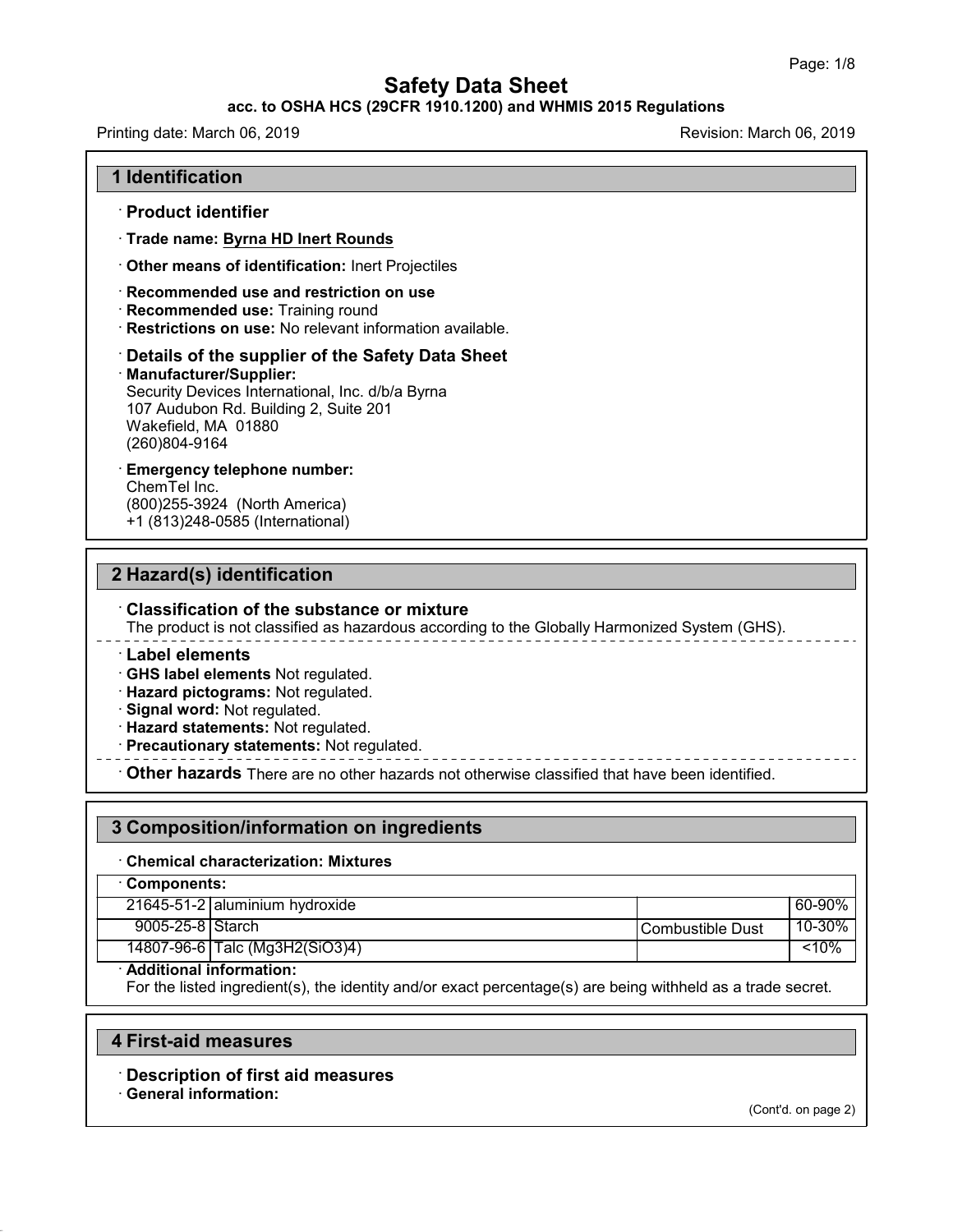# Safety Data Sheet

**acc. to OSHA HCS (29CFR 1910.1200) and WHMIS 2015 Regulations**

Printing date: March 06, 2019 Revision: March 06, 2019

## 1 Identification

· **Product identifier**

· **Trade name: Byrna HD Inert Rounds**

· **Other means of identification:** Inert Projectiles

· **Recommended use and restriction on use**
· **Recommended use:** Training round
· **Restrictions on use:** No relevant information available.

· **Details of the supplier of the Safety Data Sheet**
· **Manufacturer/Supplier:**
Security Devices International, Inc. d/b/a Byrna
107 Audubon Rd. Building 2, Suite 201
Wakefield, MA 01880
(260)804-9164

· **Emergency telephone number:**
ChemTel Inc.
(800)255-3924 (North America)
+1 (813)248-0585 (International)

## 2 Hazard(s) identification

· **Classification of the substance or mixture**
The product is not classified as hazardous according to the Globally Harmonized System (GHS).

· **Label elements**
· **GHS label elements** Not regulated.
· **Hazard pictograms:** Not regulated.
· **Signal word:** Not regulated.
· **Hazard statements:** Not regulated.
· **Precautionary statements:** Not regulated.

· **Other hazards** There are no other hazards not otherwise classified that have been identified.

## 3 Composition/information on ingredients

· **Chemical characterization: Mixtures**

| · **Components:** | | | |
|---|---|---|---|
| 21645-51-2 | aluminium hydroxide | | 60-90% |
| 9005-25-8 | Starch | Combustible Dust | 10-30% |
| 14807-96-6 | Talc ($Mg_3H_2(SiO_3)_4$) | | <10% |

· **Additional information:**
For the listed ingredient(s), the identity and/or exact percentage(s) are being withheld as a trade secret.

## 4 First-aid measures

· **Description of first aid measures**
· **General information:**

(Cont'd. on page 2)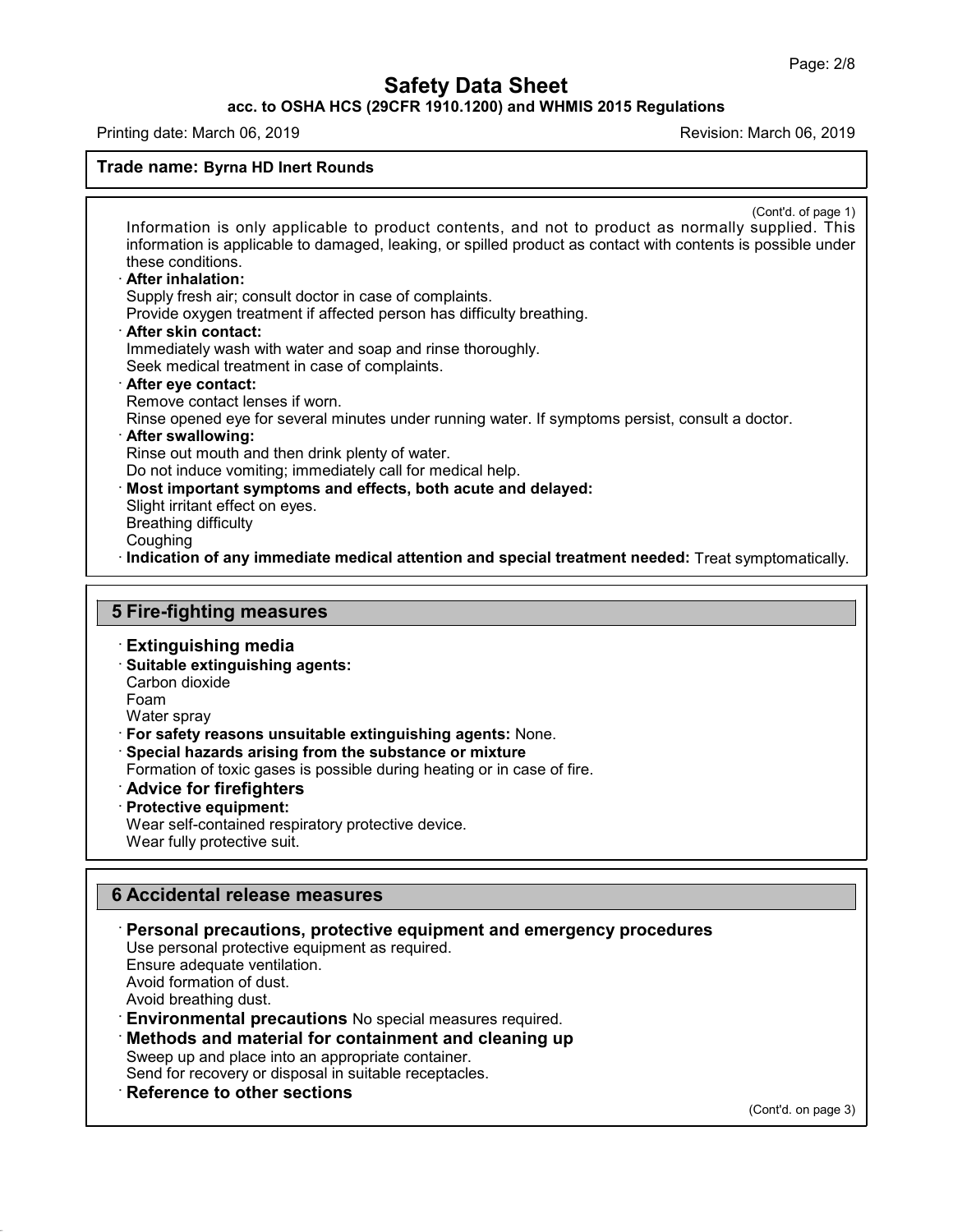(Cont'd. of page 1)

Information is only applicable to product contents, and not to product as normally supplied. This information is applicable to damaged, leaking, or spilled product as contact with contents is possible under these conditions.

· **After inhalation:**
Supply fresh air; consult doctor in case of complaints.
Provide oxygen treatment if affected person has difficulty breathing.

· **After skin contact:**
Immediately wash with water and soap and rinse thoroughly.
Seek medical treatment in case of complaints.

· **After eye contact:**
Remove contact lenses if worn.
Rinse opened eye for several minutes under running water. If symptoms persist, consult a doctor.

· **After swallowing:**
Rinse out mouth and then drink plenty of water.
Do not induce vomiting; immediately call for medical help.

· **Most important symptoms and effects, both acute and delayed:**
Slight irritant effect on eyes.
Breathing difficulty
Coughing

· **Indication of any immediate medical attention and special treatment needed:** Treat symptomatically.

## 5 Fire-fighting measures

· **Extinguishing media**

· **Suitable extinguishing agents:**
Carbon dioxide
Foam
Water spray

· **For safety reasons unsuitable extinguishing agents:** None.

· **Special hazards arising from the substance or mixture**
Formation of toxic gases is possible during heating or in case of fire.

· **Advice for firefighters**

· **Protective equipment:**
Wear self-contained respiratory protective device.
Wear fully protective suit.

## 6 Accidental release measures

· **Personal precautions, protective equipment and emergency procedures**
Use personal protective equipment as required.
Ensure adequate ventilation.
Avoid formation of dust.
Avoid breathing dust.

· **Environmental precautions** No special measures required.

· **Methods and material for containment and cleaning up**
Sweep up and place into an appropriate container.
Send for recovery or disposal in suitable receptacles.

· **Reference to other sections**

(Cont'd. on page 3)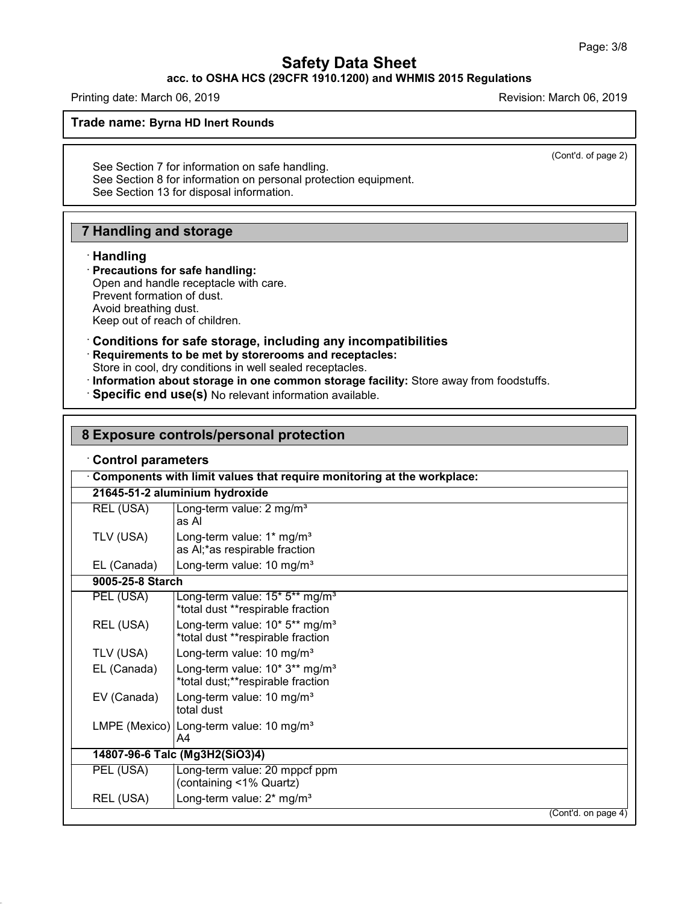(Cont'd. of page 2)

See Section 7 for information on safe handling.
See Section 8 for information on personal protection equipment.
See Section 13 for disposal information.

## 7 Handling and storage

· **Handling**

· **Precautions for safe handling:**
Open and handle receptacle with care.
Prevent formation of dust.
Avoid breathing dust.
Keep out of reach of children.

· **Conditions for safe storage, including any incompatibilities**

· **Requirements to be met by storerooms and receptacles:**
Store in cool, dry conditions in well sealed receptacles.

· **Information about storage in one common storage facility:** Store away from foodstuffs.

· **Specific end use(s)** No relevant information available.

## 8 Exposure controls/personal protection

· **Control parameters**

| · Components with limit values that require monitoring at the workplace: | |
|---|---|
| **21645-51-2 aluminium hydroxide** | |
| REL (USA) | Long-term value: 2 mg/m³<br>as Al |
| TLV (USA) | Long-term value: 1* mg/m³<br>as Al;*as respirable fraction |
| EL (Canada) | Long-term value: 10 mg/m³ |
| **9005-25-8 Starch** | |
| PEL (USA) | Long-term value: 15* 5** mg/m³<br>*total dust **respirable fraction |
| REL (USA) | Long-term value: 10* 5** mg/m³<br>*total dust **respirable fraction |
| TLV (USA) | Long-term value: 10 mg/m³ |
| EL (Canada) | Long-term value: 10* 3** mg/m³<br>*total dust;**respirable fraction |
| EV (Canada) | Long-term value: 10 mg/m³<br>total dust |
| LMPE (Mexico) | Long-term value: 10 mg/m³<br>A4 |
| **14807-96-6 Talc ($Mg_3H_2(SiO_3)_4$)** | |
| PEL (USA) | Long-term value: 20 mppcf ppm<br>(containing <1% Quartz) |
| REL (USA) | Long-term value: 2* mg/m³ |

(Cont'd. on page 4)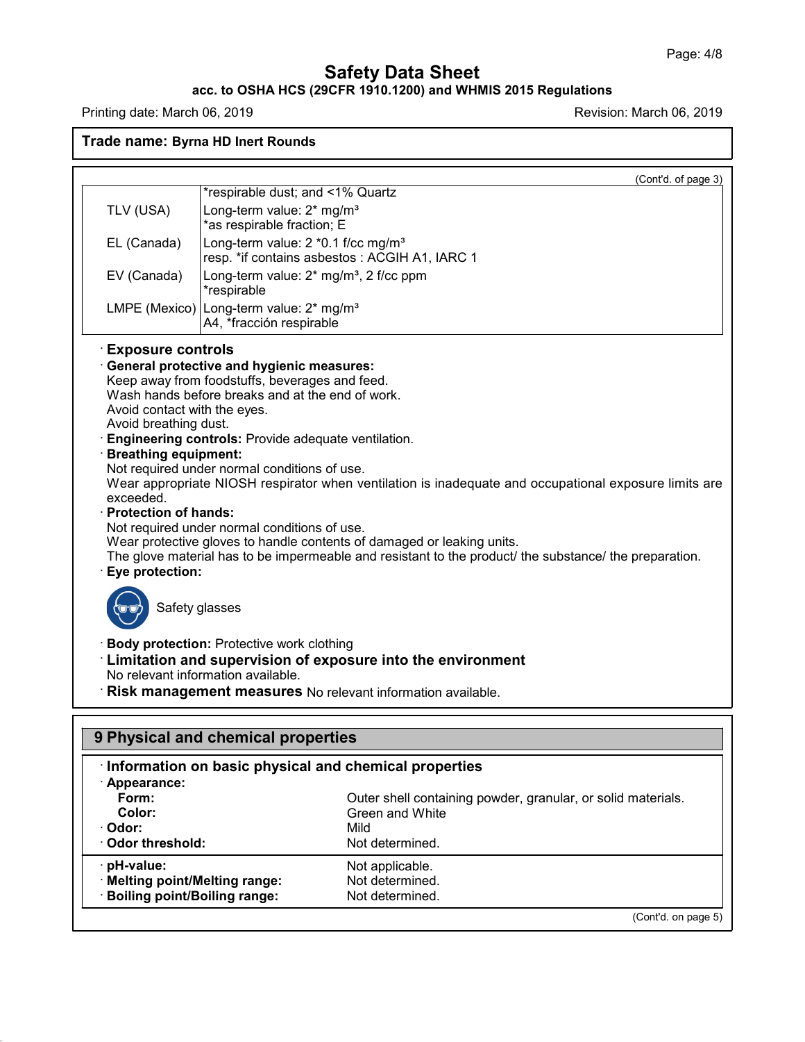**Trade name: Byrna HD Inert Rounds**

(Cont'd. of page 3)

| | |
|---|---|
| | *respirable dust; and <1% Quartz |
| TLV (USA) | Long-term value: 2* mg/m³<br>*as respirable fraction; E |
| EL (Canada) | Long-term value: 2 *0.1 f/cc mg/m³<br>resp. *if contains asbestos : ACGIH A1, IARC 1 |
| EV (Canada) | Long-term value: 2* mg/m³, 2 f/cc ppm<br>*respirable |
| LMPE (Mexico) | Long-term value: 2* mg/m³<br>A4, *fracción respirable |

· **Exposure controls**

· **General protective and hygienic measures:**
Keep away from foodstuffs, beverages and feed.
Wash hands before breaks and at the end of work.
Avoid contact with the eyes.
Avoid breathing dust.

· **Engineering controls:** Provide adequate ventilation.

· **Breathing equipment:**
Not required under normal conditions of use.
Wear appropriate NIOSH respirator when ventilation is inadequate and occupational exposure limits are exceeded.

· **Protection of hands:**
Not required under normal conditions of use.
Wear protective gloves to handle contents of damaged or leaking units.
The glove material has to be impermeable and resistant to the product/ the substance/ the preparation.

· **Eye protection:**

Safety glasses

· **Body protection:** Protective work clothing

· **Limitation and supervision of exposure into the environment**
No relevant information available.

· **Risk management measures** No relevant information available.

## 9 Physical and chemical properties

· **Information on basic physical and chemical properties**

· **Appearance:**

| | |
|---|---|
| **Form:** | Outer shell containing powder, granular, or solid materials. |
| **Color:** | Green and White |
| · **Odor:** | Mild |
| · **Odor threshold:** | Not determined. |
| · **pH-value:** | Not applicable. |
| · **Melting point/Melting range:** | Not determined. |
| · **Boiling point/Boiling range:** | Not determined. |

(Cont'd. on page 5)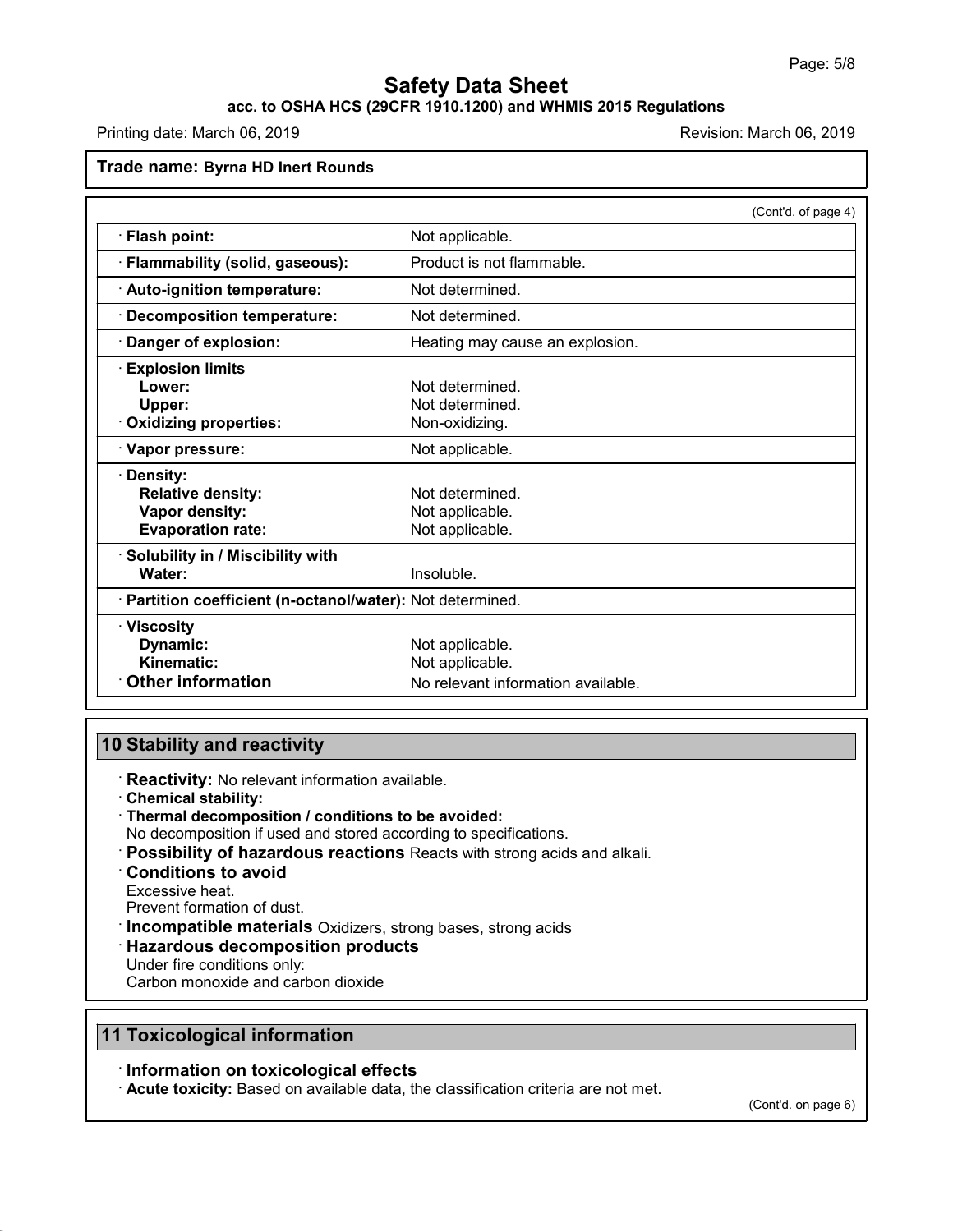**Trade name: Byrna HD Inert Rounds**

(Cont'd. of page 4)

| | |
|---|---|
| · **Flash point:** | Not applicable. |
| · **Flammability (solid, gaseous):** | Product is not flammable. |
| · **Auto-ignition temperature:** | Not determined. |
| · **Decomposition temperature:** | Not determined. |
| · **Danger of explosion:** | Heating may cause an explosion. |
| · **Explosion limits** | |
| **Lower:** | Not determined. |
| **Upper:** | Not determined. |
| · **Oxidizing properties:** | Non-oxidizing. |
| · **Vapor pressure:** | Not applicable. |
| · **Density:** | |
| **Relative density:** | Not determined. |
| **Vapor density:** | Not applicable. |
| **Evaporation rate:** | Not applicable. |
| · **Solubility in / Miscibility with** | |
| **Water:** | Insoluble. |
| · **Partition coefficient (n-octanol/water):** | Not determined. |
| · **Viscosity** | |
| **Dynamic:** | Not applicable. |
| **Kinematic:** | Not applicable. |
| · **Other information** | No relevant information available. |

## 10 Stability and reactivity

· **Reactivity:** No relevant information available.
· **Chemical stability:**
· **Thermal decomposition / conditions to be avoided:**
No decomposition if used and stored according to specifications.
· **Possibility of hazardous reactions** Reacts with strong acids and alkali.
· **Conditions to avoid**
Excessive heat.
Prevent formation of dust.
· **Incompatible materials** Oxidizers, strong bases, strong acids
· **Hazardous decomposition products**
Under fire conditions only:
Carbon monoxide and carbon dioxide

## 11 Toxicological information

· **Information on toxicological effects**
· **Acute toxicity:** Based on available data, the classification criteria are not met.

(Cont'd. on page 6)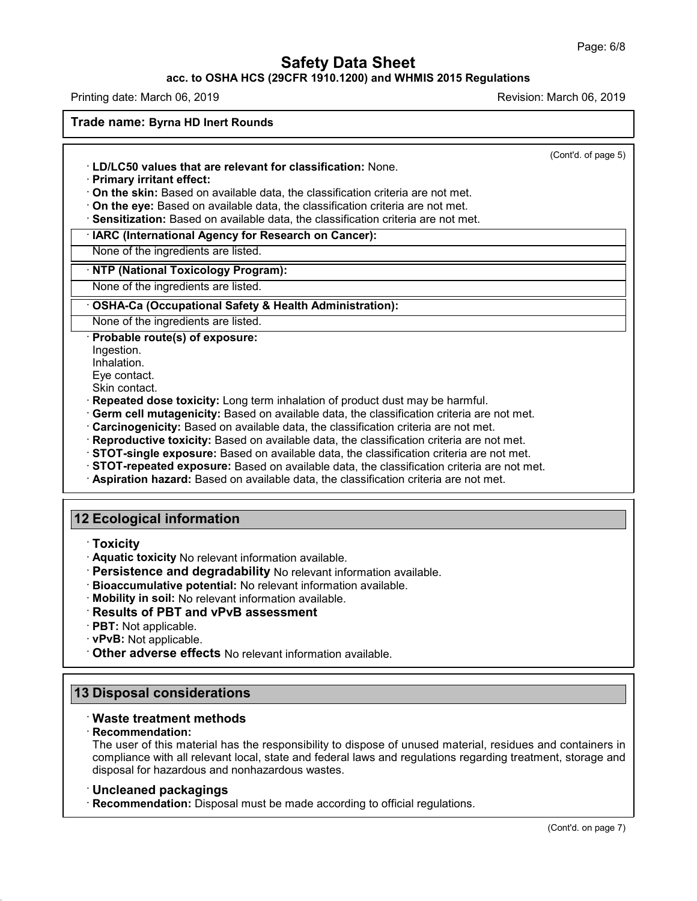(Cont'd. of page 5)

· **LD/LC50 values that are relevant for classification:** None.
· **Primary irritant effect:**
· **On the skin:** Based on available data, the classification criteria are not met.
· **On the eye:** Based on available data, the classification criteria are not met.
· **Sensitization:** Based on available data, the classification criteria are not met.

| · **IARC (International Agency for Research on Cancer):** |
|---|
| None of the ingredients are listed. |

| · **NTP (National Toxicology Program):** |
|---|
| None of the ingredients are listed. |

| · **OSHA-Ca (Occupational Safety & Health Administration):** |
|---|
| None of the ingredients are listed. |

· **Probable route(s) of exposure:**
Ingestion.
Inhalation.
Eye contact.
Skin contact.
· **Repeated dose toxicity:** Long term inhalation of product dust may be harmful.
· **Germ cell mutagenicity:** Based on available data, the classification criteria are not met.
· **Carcinogenicity:** Based on available data, the classification criteria are not met.
· **Reproductive toxicity:** Based on available data, the classification criteria are not met.
· **STOT-single exposure:** Based on available data, the classification criteria are not met.
· **STOT-repeated exposure:** Based on available data, the classification criteria are not met.
· **Aspiration hazard:** Based on available data, the classification criteria are not met.

## 12 Ecological information

· **Toxicity**
· **Aquatic toxicity** No relevant information available.
· **Persistence and degradability** No relevant information available.
· **Bioaccumulative potential:** No relevant information available.
· **Mobility in soil:** No relevant information available.
· **Results of PBT and vPvB assessment**
· **PBT:** Not applicable.
· **vPvB:** Not applicable.
· **Other adverse effects** No relevant information available.

## 13 Disposal considerations

· **Waste treatment methods**
· **Recommendation:**
The user of this material has the responsibility to dispose of unused material, residues and containers in compliance with all relevant local, state and federal laws and regulations regarding treatment, storage and disposal for hazardous and nonhazardous wastes.

· **Uncleaned packagings**
· **Recommendation:** Disposal must be made according to official regulations.

(Cont'd. on page 7)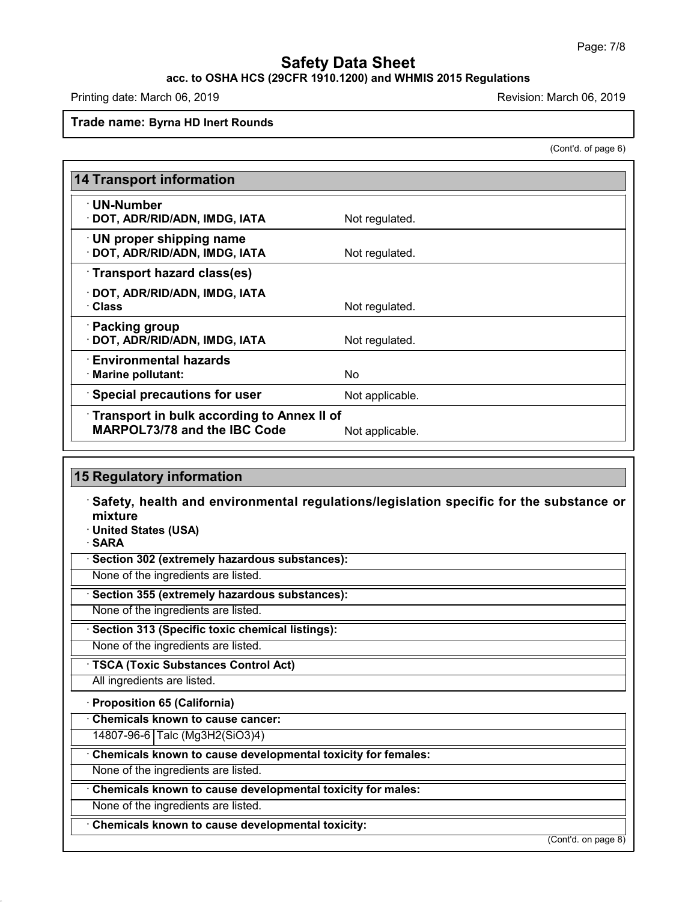# Safety Data Sheet

**acc. to OSHA HCS (29CFR 1910.1200) and WHMIS 2015 Regulations**

Printing date: March 06, 2019 Revision: March 06, 2019

**Trade name: Byrna HD Inert Rounds**

(Cont'd. of page 6)

## 14 Transport information

| | |
|---|---|
| · **UN-Number** · **DOT, ADR/RID/ADN, IMDG, IATA** | Not regulated. |
| · **UN proper shipping name** · **DOT, ADR/RID/ADN, IMDG, IATA** | Not regulated. |
| · **Transport hazard class(es)** · **DOT, ADR/RID/ADN, IMDG, IATA** · **Class** | Not regulated. |
| · **Packing group** · **DOT, ADR/RID/ADN, IMDG, IATA** | Not regulated. |
| · **Environmental hazards** · **Marine pollutant:** | No |
| · **Special precautions for user** | Not applicable. |
| · **Transport in bulk according to Annex II of MARPOL73/78 and the IBC Code** | Not applicable. |

## 15 Regulatory information

· **Safety, health and environmental regulations/legislation specific for the substance or mixture**

· **United States (USA)**

· **SARA**

· **Section 302 (extremely hazardous substances):**

None of the ingredients are listed.

· **Section 355 (extremely hazardous substances):**

None of the ingredients are listed.

· **Section 313 (Specific toxic chemical listings):**

None of the ingredients are listed.

· **TSCA (Toxic Substances Control Act)**

All ingredients are listed.

· **Proposition 65 (California)**

· **Chemicals known to cause cancer:**

| | |
|---|---|
| 14807-96-6 | Talc (Mg3H2(SiO3)4) |

· **Chemicals known to cause developmental toxicity for females:**

None of the ingredients are listed.

· **Chemicals known to cause developmental toxicity for males:**

None of the ingredients are listed.

· **Chemicals known to cause developmental toxicity:**

(Cont'd. on page 8)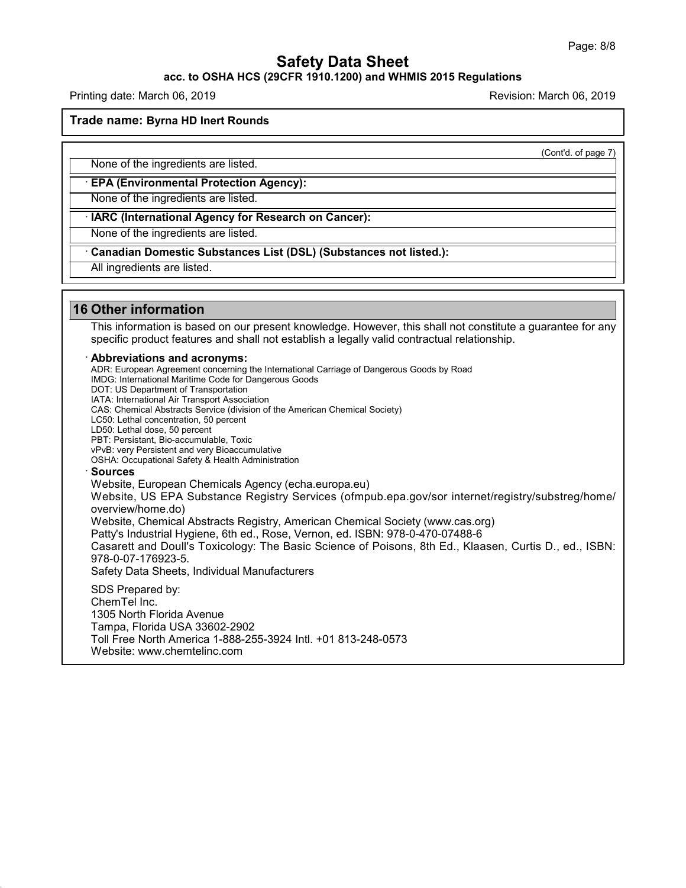(Cont'd. of page 7)

None of the ingredients are listed.

· **EPA (Environmental Protection Agency):**

None of the ingredients are listed.

· **IARC (International Agency for Research on Cancer):**

None of the ingredients are listed.

· **Canadian Domestic Substances List (DSL) (Substances not listed.):**

All ingredients are listed.

## 16 Other information

This information is based on our present knowledge. However, this shall not constitute a guarantee for any specific product features and shall not establish a legally valid contractual relationship.

· **Abbreviations and acronyms:**

ADR: European Agreement concerning the International Carriage of Dangerous Goods by Road
IMDG: International Maritime Code for Dangerous Goods
DOT: US Department of Transportation
IATA: International Air Transport Association
CAS: Chemical Abstracts Service (division of the American Chemical Society)
LC50: Lethal concentration, 50 percent
LD50: Lethal dose, 50 percent
PBT: Persistant, Bio-accumulable, Toxic
vPvB: very Persistent and very Bioaccumulative
OSHA: Occupational Safety & Health Administration

· **Sources**

Website, European Chemicals Agency (echa.europa.eu)
Website, US EPA Substance Registry Services (ofmpub.epa.gov/sor internet/registry/substreg/home/overview/home.do)
Website, Chemical Abstracts Registry, American Chemical Society (www.cas.org)
Patty's Industrial Hygiene, 6th ed., Rose, Vernon, ed. ISBN: 978-0-470-07488-6
Casarett and Doull's Toxicology: The Basic Science of Poisons, 8th Ed., Klaasen, Curtis D., ed., ISBN: 978-0-07-176923-5.
Safety Data Sheets, Individual Manufacturers

SDS Prepared by:
ChemTel Inc.
1305 North Florida Avenue
Tampa, Florida USA 33602-2902
Toll Free North America 1-888-255-3924 Intl. +01 813-248-0573
Website: www.chemtelinc.com